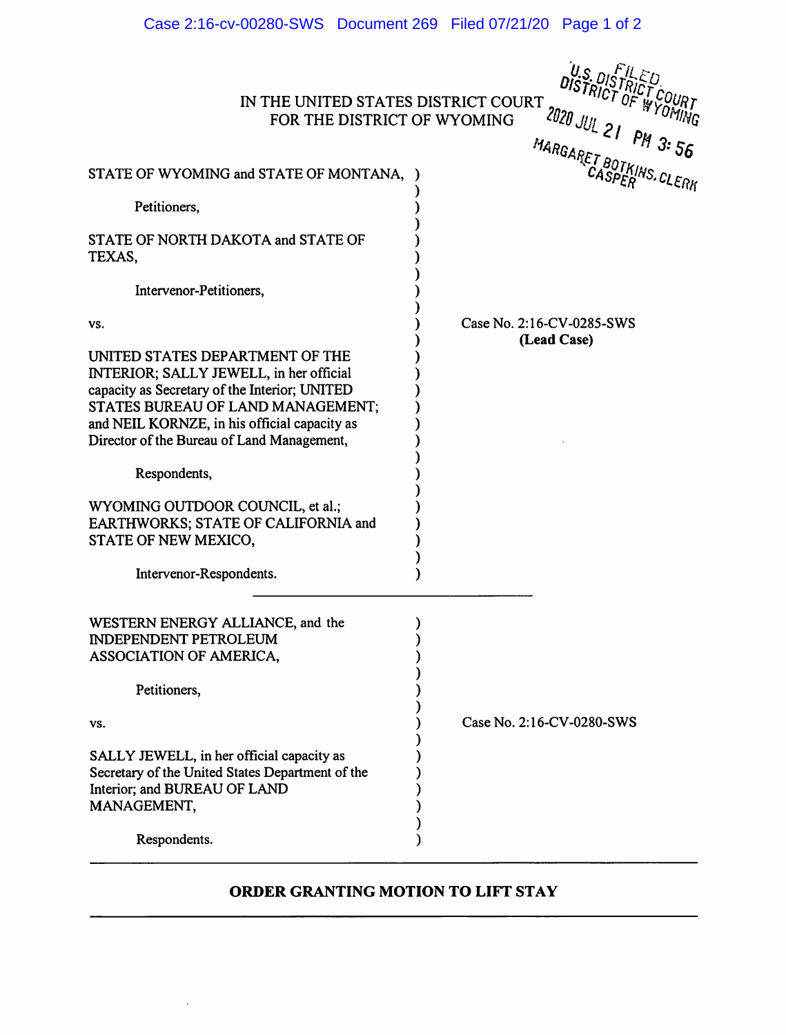U.S. DISTRICT COURT
DISTRICT OF WYOMING
FILED
2020 JUL 21 PM 3:56
MARGARET BOTKINS, CLERK
CASPER

IN THE UNITED STATES DISTRICT COURT
FOR THE DISTRICT OF WYOMING

STATE OF WYOMING and STATE OF MONTANA,

Petitioners,

STATE OF NORTH DAKOTA and STATE OF TEXAS,

Intervenor-Petitioners,

vs.

UNITED STATES DEPARTMENT OF THE INTERIOR; SALLY JEWELL, in her official capacity as Secretary of the Interior; UNITED STATES BUREAU OF LAND MANAGEMENT; and NEIL KORNZE, in his official capacity as Director of the Bureau of Land Management,

Respondents,

WYOMING OUTDOOR COUNCIL, et al.; EARTHWORKS; STATE OF CALIFORNIA and STATE OF NEW MEXICO,

Intervenor-Respondents.

Case No. 2:16-CV-0285-SWS
**(Lead Case)**

---

WESTERN ENERGY ALLIANCE, and the INDEPENDENT PETROLEUM ASSOCIATION OF AMERICA,

Petitioners,

vs.

SALLY JEWELL, in her official capacity as Secretary of the United States Department of the Interior; and BUREAU OF LAND MANAGEMENT,

Respondents.

Case No. 2:16-CV-0280-SWS

---

## ORDER GRANTING MOTION TO LIFT STAY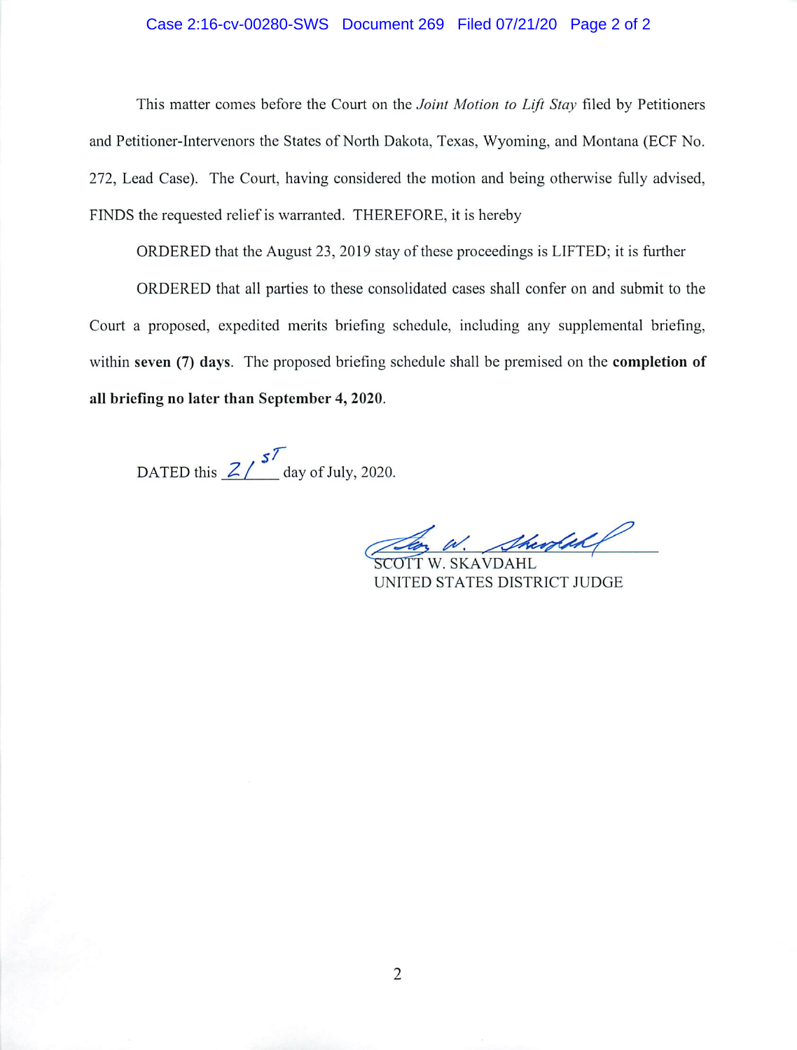This matter comes before the Court on the *Joint Motion to Lift Stay* filed by Petitioners and Petitioner-Intervenors the States of North Dakota, Texas, Wyoming, and Montana (ECF No. 272, Lead Case). The Court, having considered the motion and being otherwise fully advised, FINDS the requested relief is warranted. THEREFORE, it is hereby

ORDERED that the August 23, 2019 stay of these proceedings is LIFTED; it is further

ORDERED that all parties to these consolidated cases shall confer on and submit to the Court a proposed, expedited merits briefing schedule, including any supplemental briefing, within **seven (7) days**. The proposed briefing schedule shall be premised on the **completion of all briefing no later than September 4, 2020**.

DATED this 21st day of July, 2020.

SCOTT W. SKAVDAHL
UNITED STATES DISTRICT JUDGE